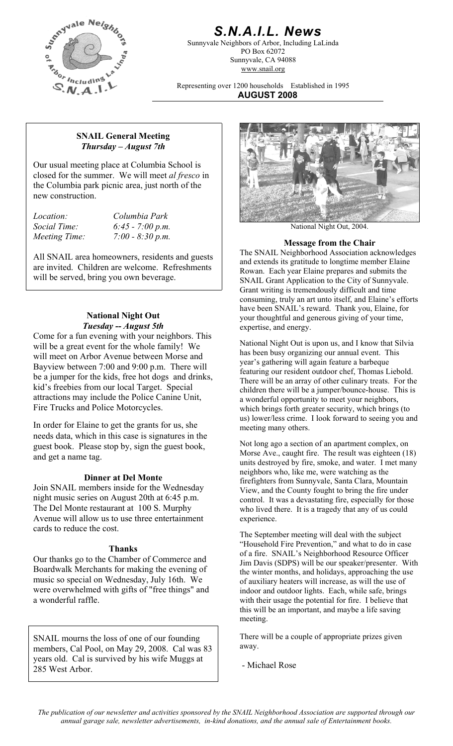# S.N.A.I.L. News

Sunnyvale Neighbors of Arbor, Including LaLinda
PO Box 62072
Sunnyvale, CA 94088
www.snail.org

Representing over 1200 households Established in 1995

**AUGUST 2008**

## SNAIL General Meeting
### *Thursday – August 7th*

Our usual meeting place at Columbia School is closed for the summer. We will meet *al fresco* in the Columbia park picnic area, just north of the new construction.

| | |
|---|---|
| *Location:* | *Columbia Park* |
| *Social Time:* | *6:45 - 7:00 p.m.* |
| *Meeting Time:* | *7:00 - 8:30 p.m.* |

All SNAIL area homeowners, residents and guests are invited. Children are welcome. Refreshments will be served, bring you own beverage.

## National Night Out
### *Tuesday -- August 5th*

Come for a fun evening with your neighbors. This will be a great event for the whole family! We will meet on Arbor Avenue between Morse and Bayview between 7:00 and 9:00 p.m. There will be a jumper for the kids, free hot dogs and drinks, kid's freebies from our local Target. Special attractions may include the Police Canine Unit, Fire Trucks and Police Motorcycles.

In order for Elaine to get the grants for us, she needs data, which in this case is signatures in the guest book. Please stop by, sign the guest book, and get a name tag.

## Dinner at Del Monte

Join SNAIL members inside for the Wednesday night music series on August 20th at 6:45 p.m. The Del Monte restaurant at 100 S. Murphy Avenue will allow us to use three entertainment cards to reduce the cost.

## Thanks

Our thanks go to the Chamber of Commerce and Boardwalk Merchants for making the evening of music so special on Wednesday, July 16th. We were overwhelmed with gifts of "free things" and a wonderful raffle.

SNAIL mourns the loss of one of our founding members, Cal Pool, on May 29, 2008. Cal was 83 years old. Cal is survived by his wife Muggs at 285 West Arbor.

National Night Out, 2004.

## Message from the Chair

The SNAIL Neighborhood Association acknowledges and extends its gratitude to longtime member Elaine Rowan. Each year Elaine prepares and submits the SNAIL Grant Application to the City of Sunnyvale. Grant writing is tremendously difficult and time consuming, truly an art unto itself, and Elaine's efforts have been SNAIL's reward. Thank you, Elaine, for your thoughtful and generous giving of your time, expertise, and energy.

National Night Out is upon us, and I know that Silvia has been busy organizing our annual event. This year's gathering will again feature a barbeque featuring our resident outdoor chef, Thomas Liebold. There will be an array of other culinary treats. For the children there will be a jumper/bounce-house. This is a wonderful opportunity to meet your neighbors, which brings forth greater security, which brings (to us) lower/less crime. I look forward to seeing you and meeting many others.

Not long ago a section of an apartment complex, on Morse Ave., caught fire. The result was eighteen (18) units destroyed by fire, smoke, and water. I met many neighbors who, like me, were watching as the firefighters from Sunnyvale, Santa Clara, Mountain View, and the County fought to bring the fire under control. It was a devastating fire, especially for those who lived there. It is a tragedy that any of us could experience.

The September meeting will deal with the subject "Household Fire Prevention," and what to do in case of a fire. SNAIL's Neighborhood Resource Officer Jim Davis (SDPS) will be our speaker/presenter. With the winter months, and holidays, approaching the use of auxiliary heaters will increase, as will the use of indoor and outdoor lights. Each, while safe, brings with their usage the potential for fire. I believe that this will be an important, and maybe a life saving meeting.

There will be a couple of appropriate prizes given away.

- Michael Rose

*The publication of our newsletter and activities sponsored by the SNAIL Neighborhood Association are supported through our annual garage sale, newsletter advertisements, in-kind donations, and the annual sale of Entertainment books.*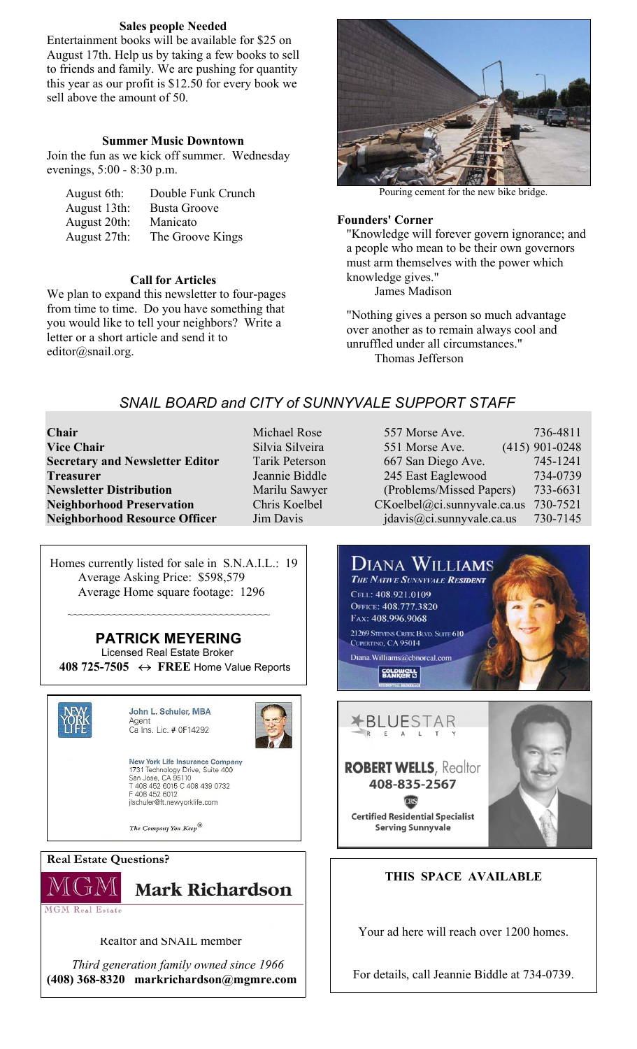### Sales people Needed

Entertainment books will be available for $25 on August 17th. Help us by taking a few books to sell to friends and family. We are pushing for quantity this year as our profit is $12.50 for every book we sell above the amount of 50.

### Summer Music Downtown

Join the fun as we kick off summer. Wednesday evenings, 5:00 - 8:30 p.m.

| | |
|---|---|
| August 6th: | Double Funk Crunch |
| August 13th: | Busta Groove |
| August 20th: | Manicato |
| August 27th: | The Groove Kings |

### Call for Articles

We plan to expand this newsletter to four-pages from time to time. Do you have something that you would like to tell your neighbors? Write a letter or a short article and send it to editor@snail.org.

Pouring cement for the new bike bridge.

### Founders' Corner

"Knowledge will forever govern ignorance; and a people who mean to be their own governors must arm themselves with the power which knowledge gives."
James Madison

"Nothing gives a person so much advantage over another as to remain always cool and unruffled under all circumstances."
Thomas Jefferson

## SNAIL BOARD and CITY of SUNNYVALE SUPPORT STAFF

| | | | |
|---|---|---|---|
| **Chair** | Michael Rose | 557 Morse Ave. | 736-4811 |
| **Vice Chair** | Silvia Silveira | 551 Morse Ave. | (415) 901-0248 |
| **Secretary and Newsletter Editor** | Tarik Peterson | 667 San Diego Ave. | 745-1241 |
| **Treasurer** | Jeannie Biddle | 245 East Eaglewood | 734-0739 |
| **Newsletter Distribution** | Marilu Sawyer | (Problems/Missed Papers) | 733-6631 |
| **Neighborhood Preservation** | Chris Koelbel | CKoelbel@ci.sunnyvale.ca.us | 730-7521 |
| **Neighborhood Resource Officer** | Jim Davis | jdavis@ci.sunnyvale.ca.us | 730-7145 |

Homes currently listed for sale in S.N.A.I.L.: 19
Average Asking Price: $598,579
Average Home square footage: 1296

**PATRICK MEYERING**
Licensed Real Estate Broker
**408 725-7505** ↔ **FREE** Home Value Reports

DIANA WILLIAMS
*The Native Sunnyvale Resident*
Cell: 408.921.0109
Office: 408.777.3820
Fax: 408.996.9068
21269 Stevens Creek Blvd. Suite 610
Cupertino, CA 95014
Diana.Williams@cbnorcal.com
COLDWELL BANKER

NEW YORK LIFE
John L. Schuler, MBA
Agent
Ca Ins. Lic. # 0F14292

New York Life Insurance Company
1731 Technology Drive, Suite 400
San Jose, CA 95110
T 408 452 6015 C 408 439 0732
F 408 452 6012
jlschuler@ft.newyorklife.com

*The Company You Keep®*

BLUESTAR REALTY
**ROBERT WELLS**, Realtor
**408-835-2567**
CRS
Certified Residential Specialist
Serving Sunnyvale

**Real Estate Questions?**

MGM **Mark Richardson**
MGM Real Estate

Realtor and SNAIL member

*Third generation family owned since 1966*
**(408) 368-8320 markrichardson@mgmre.com**

**THIS SPACE AVAILABLE**

Your ad here will reach over 1200 homes.

For details, call Jeannie Biddle at 734-0739.